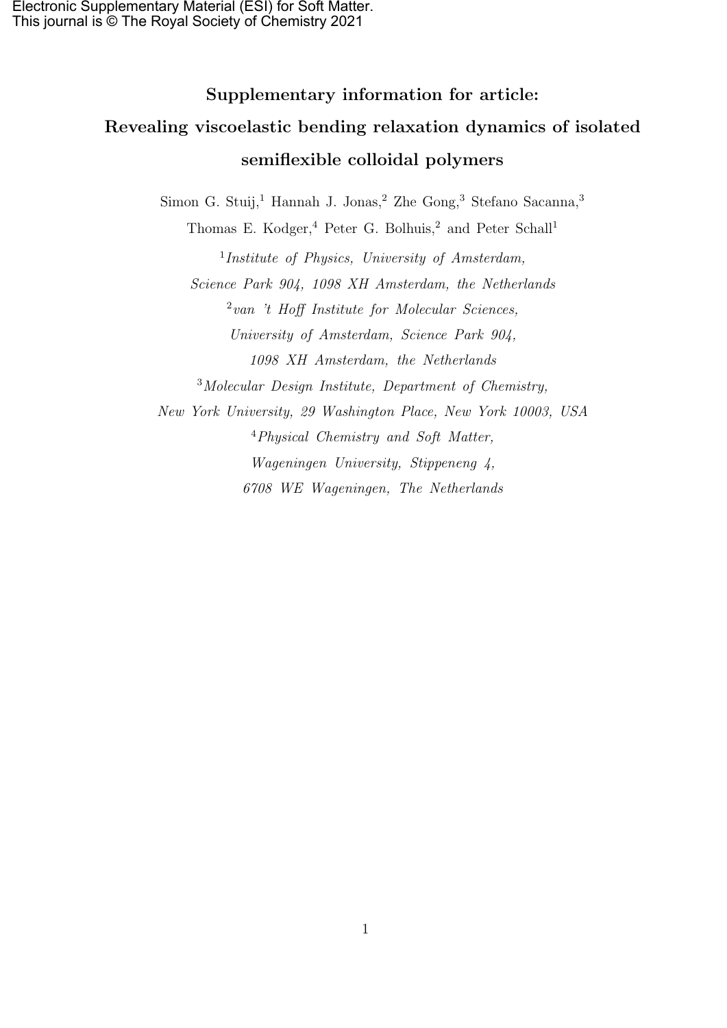Electronic Supplementary Material (ESI) for Soft Matter.
This journal is © The Royal Society of Chemistry 2021

# Supplementary information for article: Revealing viscoelastic bending relaxation dynamics of isolated semiflexible colloidal polymers

Simon G. Stuij,[1] Hannah J. Jonas,[2] Zhe Gong,[3] Stefano Sacanna,[3] Thomas E. Kodger,[4] Peter G. Bolhuis,[2] and Peter Schall[1]

[1] *Institute of Physics, University of Amsterdam, Science Park 904, 1098 XH Amsterdam, the Netherlands*

[2] *van 't Hoff Institute for Molecular Sciences, University of Amsterdam, Science Park 904, 1098 XH Amsterdam, the Netherlands*

[3] *Molecular Design Institute, Department of Chemistry, New York University, 29 Washington Place, New York 10003, USA*

[4] *Physical Chemistry and Soft Matter, Wageningen University, Stippeneng 4, 6708 WE Wageningen, The Netherlands*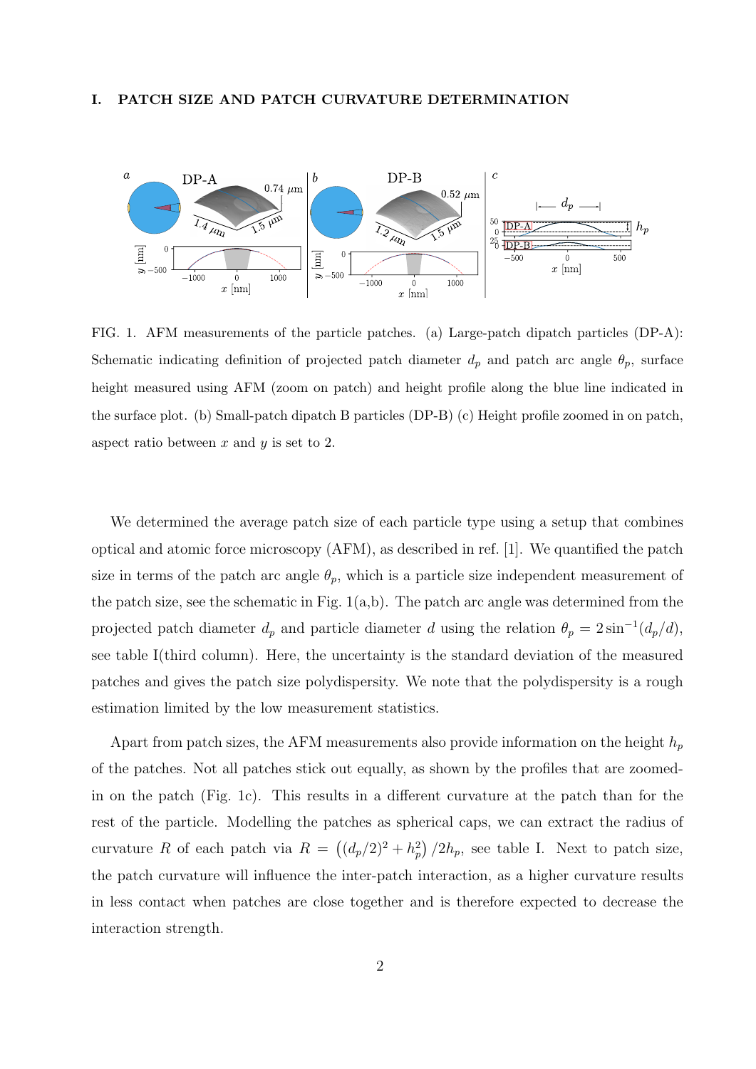## I. PATCH SIZE AND PATCH CURVATURE DETERMINATION

FIG. 1. AFM measurements of the particle patches. (a) Large-patch dipatch particles (DP-A): Schematic indicating definition of projected patch diameter $d_p$ and patch arc angle $\theta_p$, surface height measured using AFM (zoom on patch) and height profile along the blue line indicated in the surface plot. (b) Small-patch dipatch B particles (DP-B) (c) Height profile zoomed in on patch, aspect ratio between $x$ and $y$ is set to 2.

We determined the average patch size of each particle type using a setup that combines optical and atomic force microscopy (AFM), as described in ref. [1]. We quantified the patch size in terms of the patch arc angle $\theta_p$, which is a particle size independent measurement of the patch size, see the schematic in Fig. 1(a,b). The patch arc angle was determined from the projected patch diameter $d_p$ and particle diameter $d$ using the relation $\theta_p = 2\sin^{-1}(d_p/d)$, see table I(third column). Here, the uncertainty is the standard deviation of the measured patches and gives the patch size polydispersity. We note that the polydispersity is a rough estimation limited by the low measurement statistics.

Apart from patch sizes, the AFM measurements also provide information on the height $h_p$ of the patches. Not all patches stick out equally, as shown by the profiles that are zoomed-in on the patch (Fig. 1c). This results in a different curvature at the patch than for the rest of the particle. Modelling the patches as spherical caps, we can extract the radius of curvature $R$ of each patch via $R = \left((d_p/2)^2 + h_p^2\right)/2h_p$, see table I. Next to patch size, the patch curvature will influence the inter-patch interaction, as a higher curvature results in less contact when patches are close together and is therefore expected to decrease the interaction strength.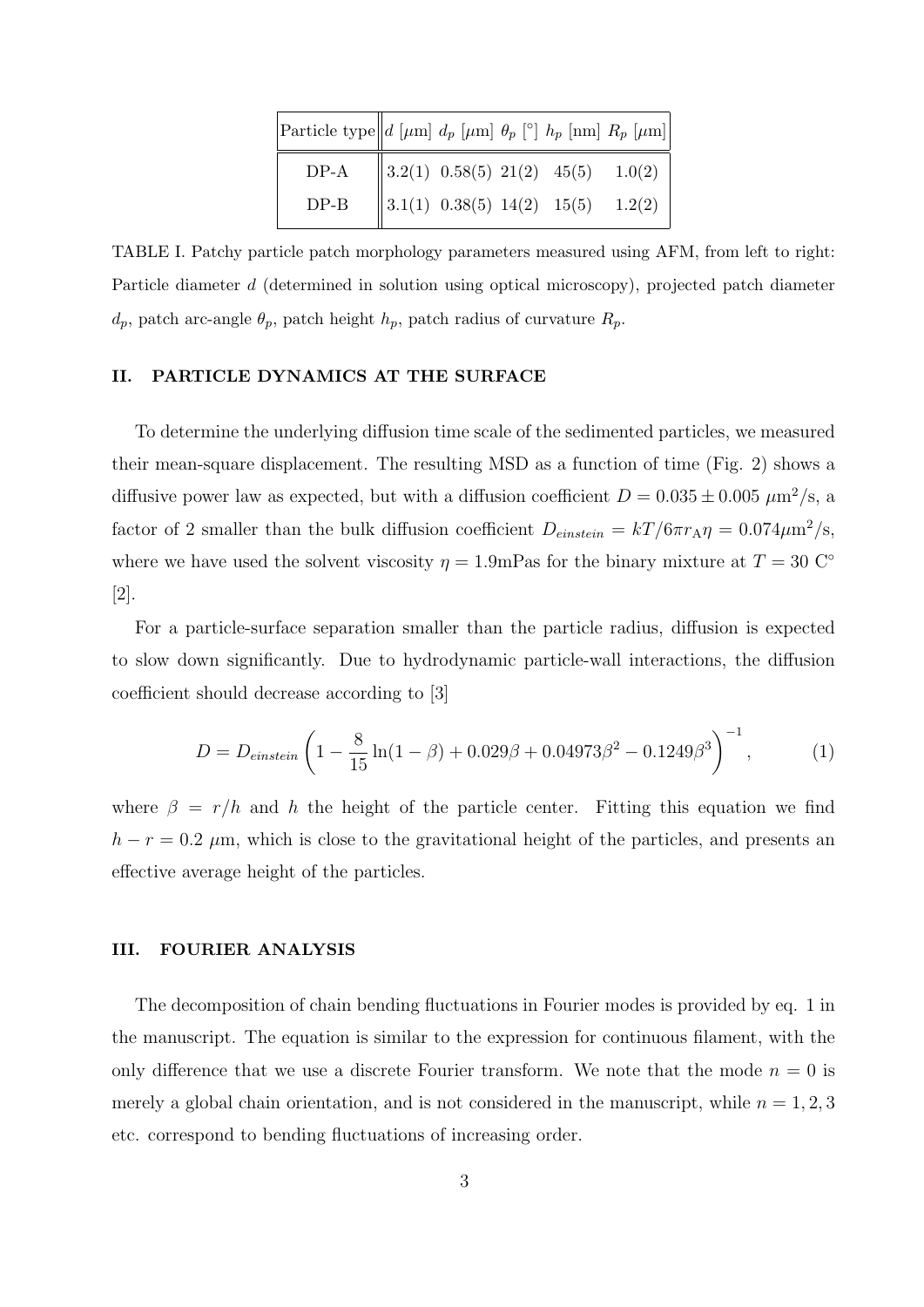| Particle type | $d$ [$\mu$m] | $d_p$ [$\mu$m] | $\theta_p$ [°] | $h_p$ [nm] | $R_p$ [$\mu$m] |
|---|---|---|---|---|---|
| DP-A | 3.2(1) | 0.58(5) | 21(2) | 45(5) | 1.0(2) |
| DP-B | 3.1(1) | 0.38(5) | 14(2) | 15(5) | 1.2(2) |

TABLE I. Patchy particle patch morphology parameters measured using AFM, from left to right: Particle diameter $d$ (determined in solution using optical microscopy), projected patch diameter $d_p$, patch arc-angle $\theta_p$, patch height $h_p$, patch radius of curvature $R_p$.

## II. PARTICLE DYNAMICS AT THE SURFACE

To determine the underlying diffusion time scale of the sedimented particles, we measured their mean-square displacement. The resulting MSD as a function of time (Fig. 2) shows a diffusive power law as expected, but with a diffusion coefficient $D = 0.035 \pm 0.005$ $\mu$m$^2$/s, a factor of 2 smaller than the bulk diffusion coefficient $D_{einstein} = kT/6\pi r_A \eta = 0.074 \mu$m$^2$/s, where we have used the solvent viscosity $\eta = 1.9$mPas for the binary mixture at $T = 30$ C° [2].

For a particle-surface separation smaller than the particle radius, diffusion is expected to slow down significantly. Due to hydrodynamic particle-wall interactions, the diffusion coefficient should decrease according to [3]

$$D = D_{einstein} \left( 1 - \frac{8}{15} \ln(1-\beta) + 0.029\beta + 0.04973\beta^2 - 0.1249\beta^3 \right)^{-1}, \tag{1}$$

where $\beta = r/h$ and $h$ the height of the particle center. Fitting this equation we find $h - r = 0.2$ $\mu$m, which is close to the gravitational height of the particles, and presents an effective average height of the particles.

## III. FOURIER ANALYSIS

The decomposition of chain bending fluctuations in Fourier modes is provided by eq. 1 in the manuscript. The equation is similar to the expression for continuous filament, with the only difference that we use a discrete Fourier transform. We note that the mode $n = 0$ is merely a global chain orientation, and is not considered in the manuscript, while $n = 1, 2, 3$ etc. correspond to bending fluctuations of increasing order.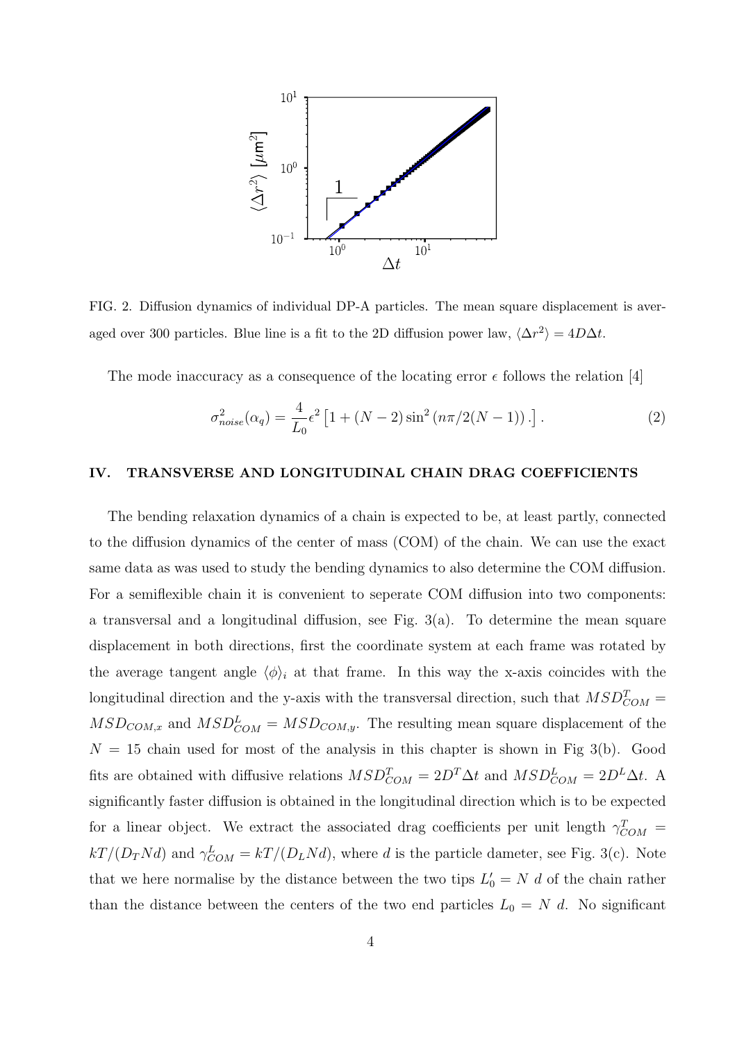FIG. 2. Diffusion dynamics of individual DP-A particles. The mean square displacement is averaged over 300 particles. Blue line is a fit to the 2D diffusion power law, $\langle \Delta r^2 \rangle = 4D\Delta t$.

The mode inaccuracy as a consequence of the locating error $\epsilon$ follows the relation [4]

$$\sigma^2_{noise}(\alpha_q) = \frac{4}{L_0}\epsilon^2 \left[1 + (N-2)\sin^2\left(n\pi/2(N-1)\right).\right]. \quad (2)$$

## IV. TRANSVERSE AND LONGITUDINAL CHAIN DRAG COEFFICIENTS

The bending relaxation dynamics of a chain is expected to be, at least partly, connected to the diffusion dynamics of the center of mass (COM) of the chain. We can use the exact same data as was used to study the bending dynamics to also determine the COM diffusion. For a semiflexible chain it is convenient to seperate COM diffusion into two components: a transversal and a longitudinal diffusion, see Fig. 3(a). To determine the mean square displacement in both directions, first the coordinate system at each frame was rotated by the average tangent angle $\langle \phi \rangle_i$ at that frame. In this way the x-axis coincides with the longitudinal direction and the y-axis with the transversal direction, such that $MSD^T_{COM} = MSD_{COM,x}$ and $MSD^L_{COM} = MSD_{COM,y}$. The resulting mean square displacement of the $N = 15$ chain used for most of the analysis in this chapter is shown in Fig 3(b). Good fits are obtained with diffusive relations $MSD^T_{COM} = 2D^T\Delta t$ and $MSD^L_{COM} = 2D^L\Delta t$. A significantly faster diffusion is obtained in the longitudinal direction which is to be expected for a linear object. We extract the associated drag coefficients per unit length $\gamma^T_{COM} = kT/(D_T N d)$ and $\gamma^L_{COM} = kT/(D_L N d)$, where $d$ is the particle dameter, see Fig. 3(c). Note that we here normalise by the distance between the two tips $L'_0 = N\ d$ of the chain rather than the distance between the centers of the two end particles $L_0 = N\ d$. No significant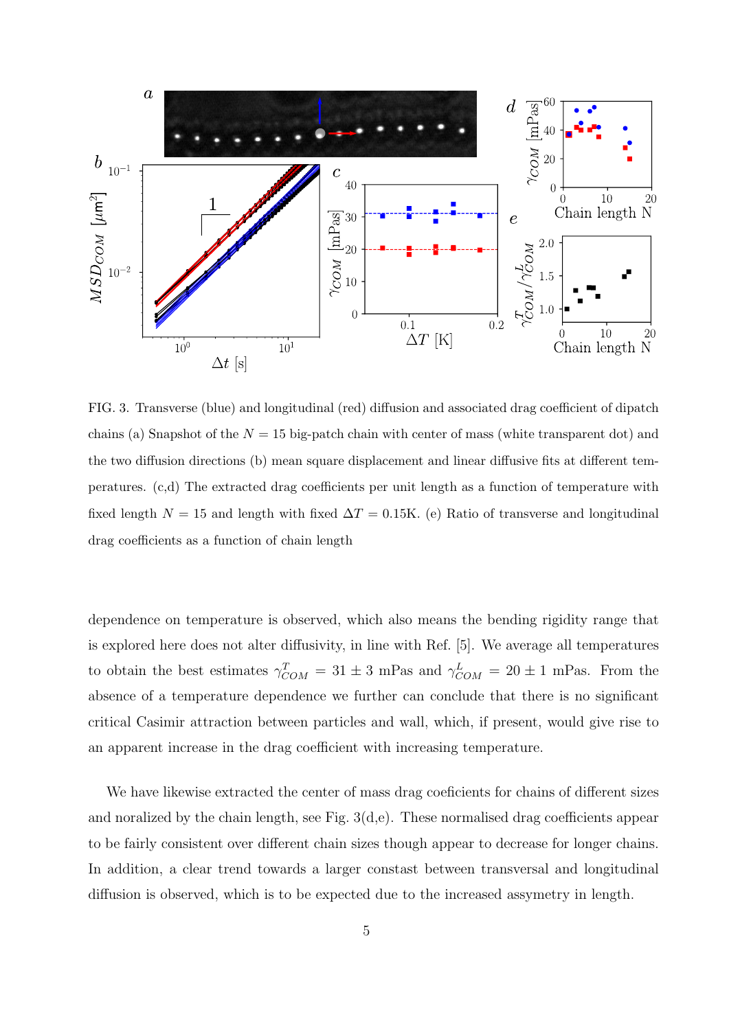FIG. 3. Transverse (blue) and longitudinal (red) diffusion and associated drag coefficient of dipatch chains (a) Snapshot of the $N = 15$ big-patch chain with center of mass (white transparent dot) and the two diffusion directions (b) mean square displacement and linear diffusive fits at different temperatures. (c,d) The extracted drag coefficients per unit length as a function of temperature with fixed length $N = 15$ and length with fixed $\Delta T = 0.15$K. (e) Ratio of transverse and longitudinal drag coefficients as a function of chain length

dependence on temperature is observed, which also means the bending rigidity range that is explored here does not alter diffusivity, in line with Ref. [5]. We average all temperatures to obtain the best estimates $\gamma^T_{COM} = 31 \pm 3$ mPas and $\gamma^L_{COM} = 20 \pm 1$ mPas. From the absence of a temperature dependence we further can conclude that there is no significant critical Casimir attraction between particles and wall, which, if present, would give rise to an apparent increase in the drag coefficient with increasing temperature.

We have likewise extracted the center of mass drag coeficients for chains of different sizes and noralized by the chain length, see Fig. 3(d,e). These normalised drag coefficients appear to be fairly consistent over different chain sizes though appear to decrease for longer chains. In addition, a clear trend towards a larger constast between transversal and longitudinal diffusion is observed, which is to be expected due to the increased assymetry in length.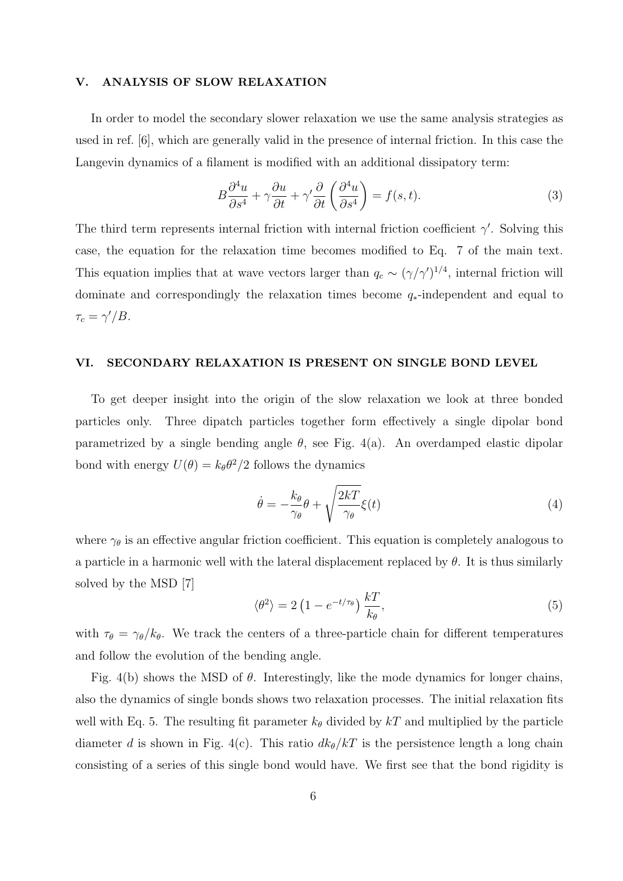## V. ANALYSIS OF SLOW RELAXATION

In order to model the secondary slower relaxation we use the same analysis strategies as used in ref. [6], which are generally valid in the presence of internal friction. In this case the Langevin dynamics of a filament is modified with an additional dissipatory term:

$$B\frac{\partial^4 u}{\partial s^4} + \gamma\frac{\partial u}{\partial t} + \gamma'\frac{\partial}{\partial t}\left(\frac{\partial^4 u}{\partial s^4}\right) = f(s,t). \tag{3}$$

The third term represents internal friction with internal friction coefficient $\gamma'$. Solving this case, the equation for the relaxation time becomes modified to Eq. 7 of the main text. This equation implies that at wave vectors larger than $q_c \sim (\gamma/\gamma')^{1/4}$, internal friction will dominate and correspondingly the relaxation times become $q_*$-independent and equal to $\tau_c = \gamma'/B$.

## VI. SECONDARY RELAXATION IS PRESENT ON SINGLE BOND LEVEL

To get deeper insight into the origin of the slow relaxation we look at three bonded particles only. Three dipatch particles together form effectively a single dipolar bond parametrized by a single bending angle $\theta$, see Fig. 4(a). An overdamped elastic dipolar bond with energy $U(\theta) = k_\theta\theta^2/2$ follows the dynamics

$$\dot{\theta} = -\frac{k_\theta}{\gamma_\theta}\theta + \sqrt{\frac{2kT}{\gamma_\theta}}\xi(t) \tag{4}$$

where $\gamma_\theta$ is an effective angular friction coefficient. This equation is completely analogous to a particle in a harmonic well with the lateral displacement replaced by $\theta$. It is thus similarly solved by the MSD [7]

$$\langle\theta^2\rangle = 2\left(1 - e^{-t/\tau_\theta}\right)\frac{kT}{k_\theta}, \tag{5}$$

with $\tau_\theta = \gamma_\theta/k_\theta$. We track the centers of a three-particle chain for different temperatures and follow the evolution of the bending angle.

Fig. 4(b) shows the MSD of $\theta$. Interestingly, like the mode dynamics for longer chains, also the dynamics of single bonds shows two relaxation processes. The initial relaxation fits well with Eq. 5. The resulting fit parameter $k_\theta$ divided by $kT$ and multiplied by the particle diameter $d$ is shown in Fig. 4(c). This ratio $dk_\theta/kT$ is the persistence length a long chain consisting of a series of this single bond would have. We first see that the bond rigidity is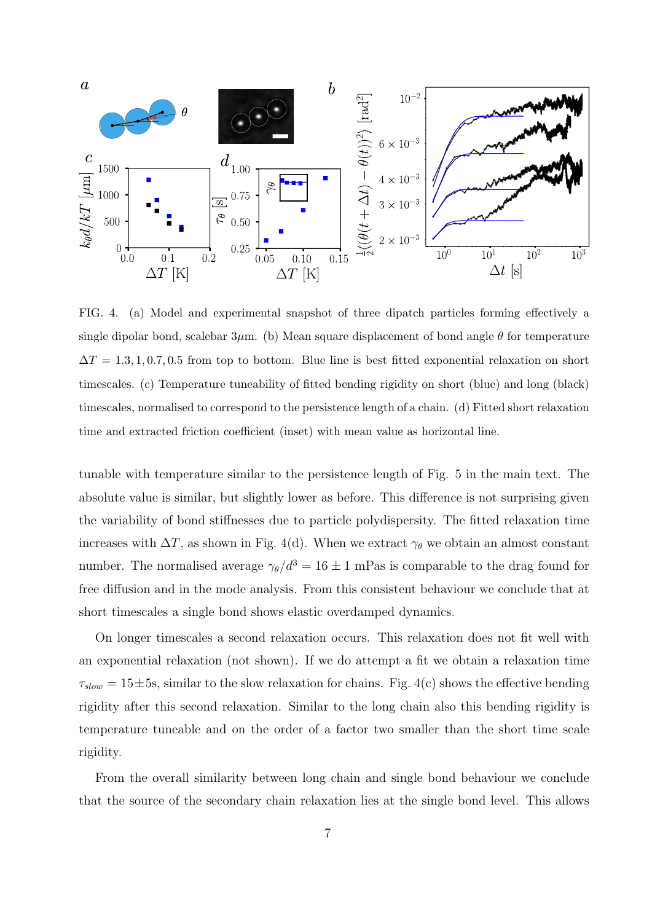FIG. 4. (a) Model and experimental snapshot of three dipatch particles forming effectively a single dipolar bond, scalebar $3\mu$m. (b) Mean square displacement of bond angle $\theta$ for temperature $\Delta T = 1.3, 1, 0.7, 0.5$ from top to bottom. Blue line is best fitted exponential relaxation on short timescales. (c) Temperature tuneability of fitted bending rigidity on short (blue) and long (black) timescales, normalised to correspond to the persistence length of a chain. (d) Fitted short relaxation time and extracted friction coefficient (inset) with mean value as horizontal line.

tunable with temperature similar to the persistence length of Fig. 5 in the main text. The absolute value is similar, but slightly lower as before. This difference is not surprising given the variability of bond stiffnesses due to particle polydispersity. The fitted relaxation time increases with $\Delta T$, as shown in Fig. 4(d). When we extract $\gamma_\theta$ we obtain an almost constant number. The normalised average $\gamma_\theta/d^3 = 16 \pm 1$ mPas is comparable to the drag found for free diffusion and in the mode analysis. From this consistent behaviour we conclude that at short timescales a single bond shows elastic overdamped dynamics.

On longer timescales a second relaxation occurs. This relaxation does not fit well with an exponential relaxation (not shown). If we do attempt a fit we obtain a relaxation time $\tau_{slow} = 15 \pm 5$s, similar to the slow relaxation for chains. Fig. 4(c) shows the effective bending rigidity after this second relaxation. Similar to the long chain also this bending rigidity is temperature tuneable and on the order of a factor two smaller than the short time scale rigidity.

From the overall similarity between long chain and single bond behaviour we conclude that the source of the secondary chain relaxation lies at the single bond level. This allows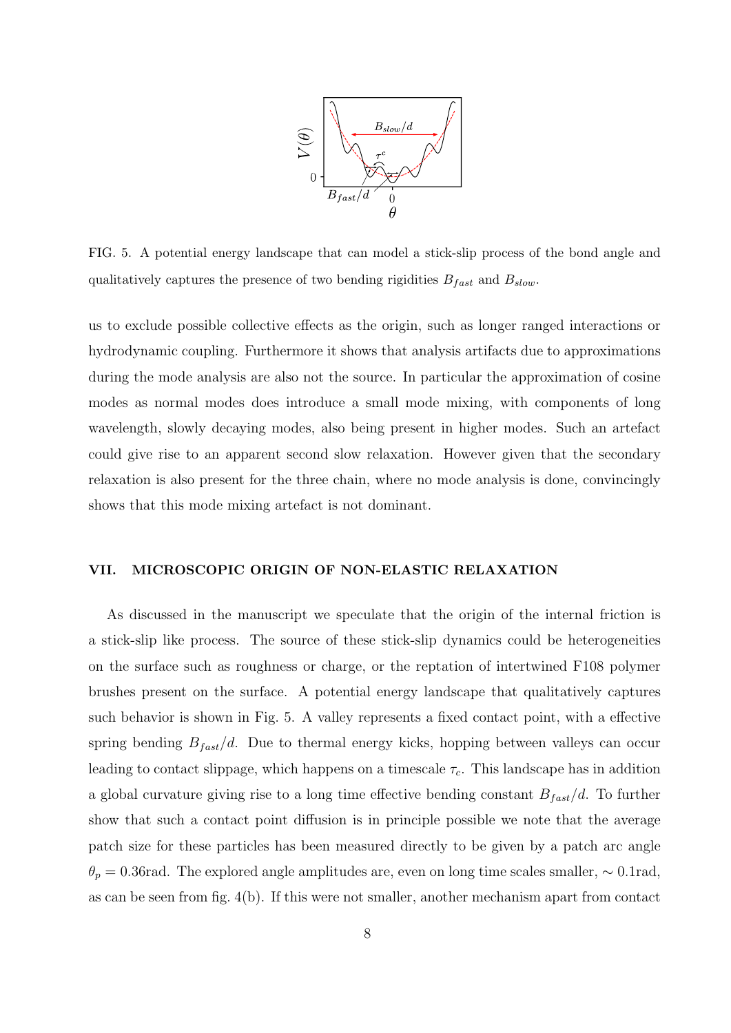FIG. 5. A potential energy landscape that can model a stick-slip process of the bond angle and qualitatively captures the presence of two bending rigidities $B_{fast}$ and $B_{slow}$.

us to exclude possible collective effects as the origin, such as longer ranged interactions or hydrodynamic coupling. Furthermore it shows that analysis artifacts due to approximations during the mode analysis are also not the source. In particular the approximation of cosine modes as normal modes does introduce a small mode mixing, with components of long wavelength, slowly decaying modes, also being present in higher modes. Such an artefact could give rise to an apparent second slow relaxation. However given that the secondary relaxation is also present for the three chain, where no mode analysis is done, convincingly shows that this mode mixing artefact is not dominant.

## VII. MICROSCOPIC ORIGIN OF NON-ELASTIC RELAXATION

As discussed in the manuscript we speculate that the origin of the internal friction is a stick-slip like process. The source of these stick-slip dynamics could be heterogeneities on the surface such as roughness or charge, or the reptation of intertwined F108 polymer brushes present on the surface. A potential energy landscape that qualitatively captures such behavior is shown in Fig. 5. A valley represents a fixed contact point, with a effective spring bending $B_{fast}/d$. Due to thermal energy kicks, hopping between valleys can occur leading to contact slippage, which happens on a timescale $\tau_c$. This landscape has in addition a global curvature giving rise to a long time effective bending constant $B_{fast}/d$. To further show that such a contact point diffusion is in principle possible we note that the average patch size for these particles has been measured directly to be given by a patch arc angle $\theta_p = 0.36$rad. The explored angle amplitudes are, even on long time scales smaller, $\sim 0.1$rad, as can be seen from fig. 4(b). If this were not smaller, another mechanism apart from contact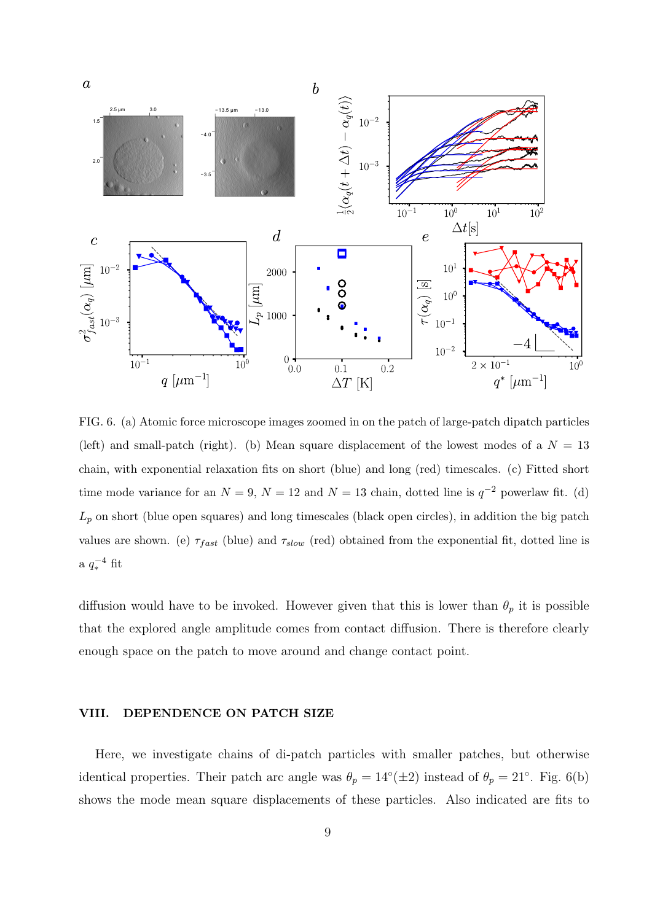FIG. 6. (a) Atomic force microscope images zoomed in on the patch of large-patch dipatch particles (left) and small-patch (right). (b) Mean square displacement of the lowest modes of a $N = 13$ chain, with exponential relaxation fits on short (blue) and long (red) timescales. (c) Fitted short time mode variance for an $N = 9$, $N = 12$ and $N = 13$ chain, dotted line is $q^{-2}$ powerlaw fit. (d) $L_p$ on short (blue open squares) and long timescales (black open circles), in addition the big patch values are shown. (e) $\tau_{fast}$ (blue) and $\tau_{slow}$ (red) obtained from the exponential fit, dotted line is a $q_*^{-4}$ fit

diffusion would have to be invoked. However given that this is lower than $\theta_p$ it is possible that the explored angle amplitude comes from contact diffusion. There is therefore clearly enough space on the patch to move around and change contact point.

## VIII. DEPENDENCE ON PATCH SIZE

Here, we investigate chains of di-patch particles with smaller patches, but otherwise identical properties. Their patch arc angle was $\theta_p = 14°(\pm 2)$ instead of $\theta_p = 21°$. Fig. 6(b) shows the mode mean square displacements of these particles. Also indicated are fits to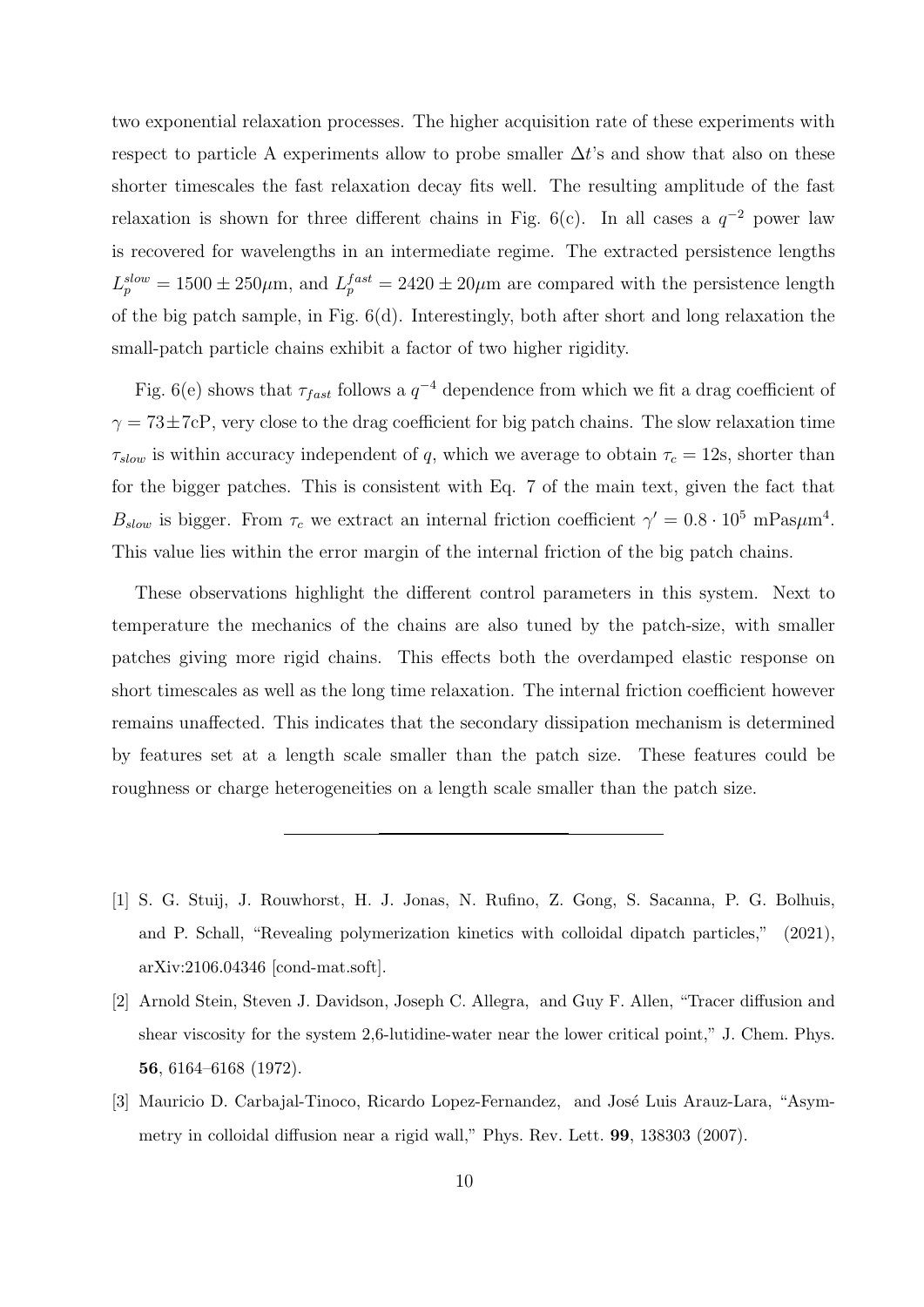two exponential relaxation processes. The higher acquisition rate of these experiments with respect to particle A experiments allow to probe smaller $\Delta t$'s and show that also on these shorter timescales the fast relaxation decay fits well. The resulting amplitude of the fast relaxation is shown for three different chains in Fig. 6(c). In all cases a $q^{-2}$ power law is recovered for wavelengths in an intermediate regime. The extracted persistence lengths $L_p^{slow} = 1500 \pm 250\mu$m, and $L_p^{fast} = 2420 \pm 20\mu$m are compared with the persistence length of the big patch sample, in Fig. 6(d). Interestingly, both after short and long relaxation the small-patch particle chains exhibit a factor of two higher rigidity.

Fig. 6(e) shows that $\tau_{fast}$ follows a $q^{-4}$ dependence from which we fit a drag coefficient of $\gamma = 73 \pm 7$cP, very close to the drag coefficient for big patch chains. The slow relaxation time $\tau_{slow}$ is within accuracy independent of $q$, which we average to obtain $\tau_c = 12$s, shorter than for the bigger patches. This is consistent with Eq. 7 of the main text, given the fact that $B_{slow}$ is bigger. From $\tau_c$ we extract an internal friction coefficient $\gamma' = 0.8 \cdot 10^5$ mPas$\mu$m$^4$. This value lies within the error margin of the internal friction of the big patch chains.

These observations highlight the different control parameters in this system. Next to temperature the mechanics of the chains are also tuned by the patch-size, with smaller patches giving more rigid chains. This effects both the overdamped elastic response on short timescales as well as the long time relaxation. The internal friction coefficient however remains unaffected. This indicates that the secondary dissipation mechanism is determined by features set at a length scale smaller than the patch size. These features could be roughness or charge heterogeneities on a length scale smaller than the patch size.

---

[1] S. G. Stuij, J. Rouwhorst, H. J. Jonas, N. Rufino, Z. Gong, S. Sacanna, P. G. Bolhuis, and P. Schall, "Revealing polymerization kinetics with colloidal dipatch particles," (2021), arXiv:2106.04346 [cond-mat.soft].

[2] Arnold Stein, Steven J. Davidson, Joseph C. Allegra, and Guy F. Allen, "Tracer diffusion and shear viscosity for the system 2,6-lutidine-water near the lower critical point," J. Chem. Phys. **56**, 6164–6168 (1972).

[3] Mauricio D. Carbajal-Tinoco, Ricardo Lopez-Fernandez, and José Luis Arauz-Lara, "Asymmetry in colloidal diffusion near a rigid wall," Phys. Rev. Lett. **99**, 138303 (2007).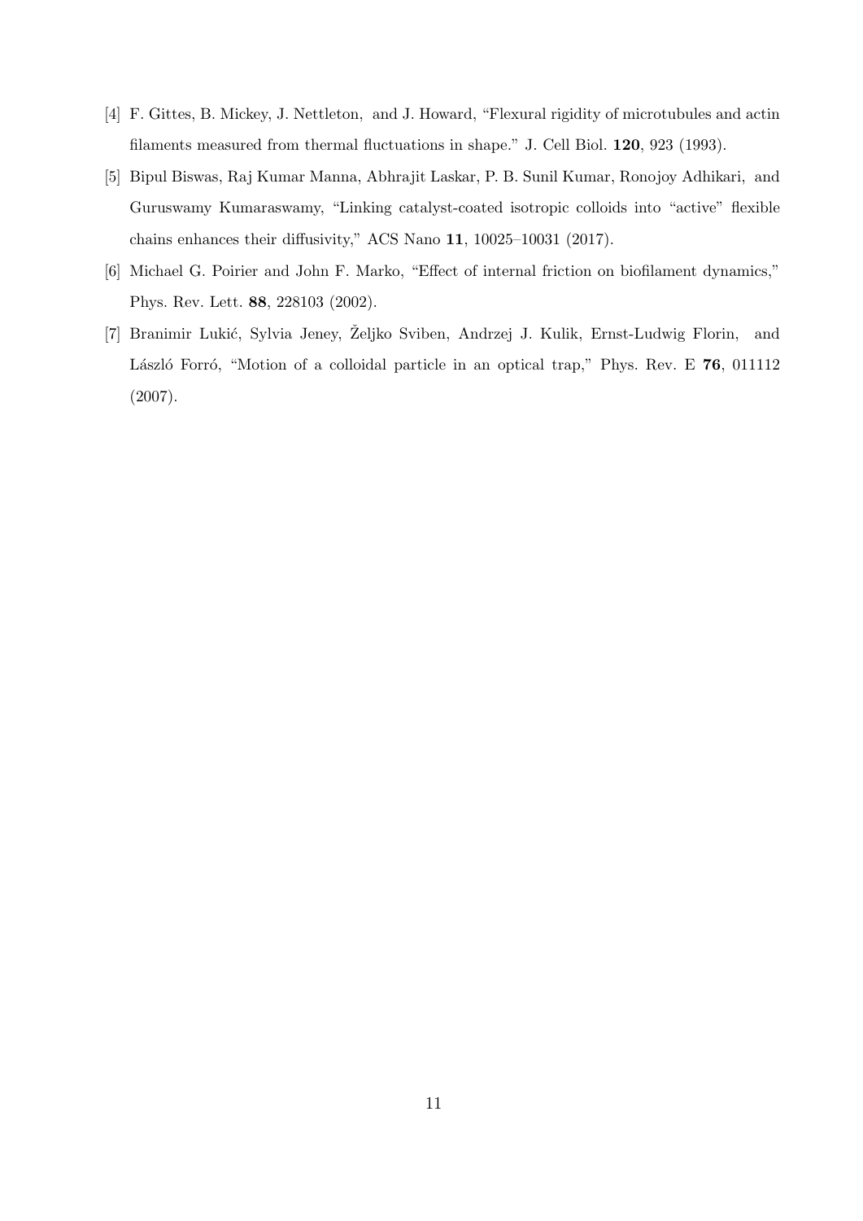[4] F. Gittes, B. Mickey, J. Nettleton, and J. Howard, "Flexural rigidity of microtubules and actin filaments measured from thermal fluctuations in shape." J. Cell Biol. **120**, 923 (1993).

[5] Bipul Biswas, Raj Kumar Manna, Abhrajit Laskar, P. B. Sunil Kumar, Ronojoy Adhikari, and Guruswamy Kumaraswamy, "Linking catalyst-coated isotropic colloids into "active" flexible chains enhances their diffusivity," ACS Nano **11**, 10025–10031 (2017).

[6] Michael G. Poirier and John F. Marko, "Effect of internal friction on biofilament dynamics," Phys. Rev. Lett. **88**, 228103 (2002).

[7] Branimir Lukić, Sylvia Jeney, Željko Sviben, Andrzej J. Kulik, Ernst-Ludwig Florin, and László Forró, "Motion of a colloidal particle in an optical trap," Phys. Rev. E **76**, 011112 (2007).